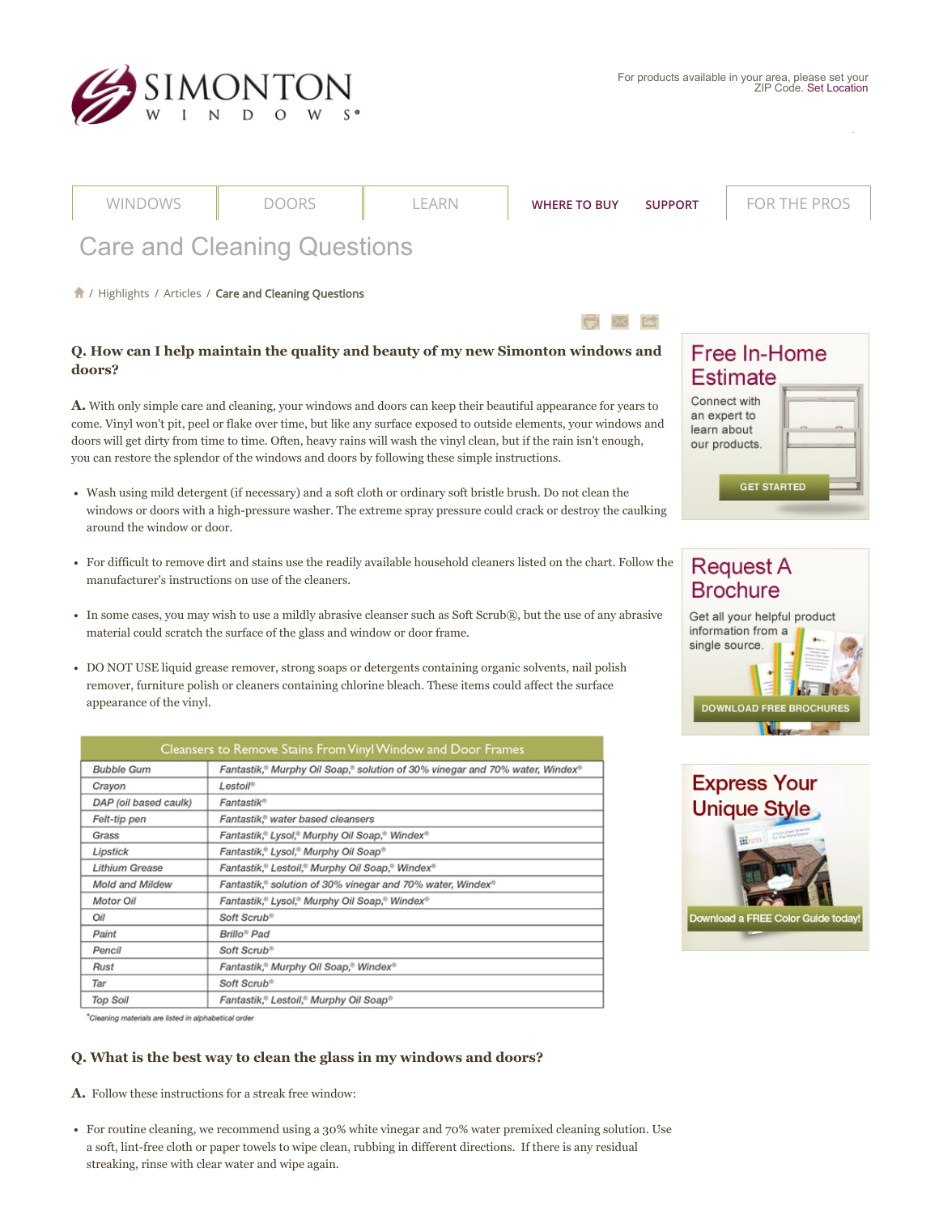# Care and Cleaning Questions

/ Highlights / Articles / Care and Cleaning Questions

**Q. How can I help maintain the quality and beauty of my new Simonton windows and doors?**

**A.** With only simple care and cleaning, your windows and doors can keep their beautiful appearance for years to come. Vinyl won't pit, peel or flake over time, but like any surface exposed to outside elements, your windows and doors will get dirty from time to time. Often, heavy rains will wash the vinyl clean, but if the rain isn't enough, you can restore the splendor of the windows and doors by following these simple instructions.

- Wash using mild detergent (if necessary) and a soft cloth or ordinary soft bristle brush. Do not clean the windows or doors with a high-pressure washer. The extreme spray pressure could crack or destroy the caulking around the window or door.
- For difficult to remove dirt and stains use the readily available household cleaners listed on the chart. Follow the manufacturer's instructions on use of the cleaners.
- In some cases, you may wish to use a mildly abrasive cleanser such as Soft Scrub®, but the use of any abrasive material could scratch the surface of the glass and window or door frame.
- DO NOT USE liquid grease remover, strong soaps or detergents containing organic solvents, nail polish remover, furniture polish or cleaners containing chlorine bleach. These items could affect the surface appearance of the vinyl.

| Cleansers to Remove Stains From Vinyl Window and Door Frames | |
|---|---|
| *Bubble Gum* | *Fantastik,® Murphy Oil Soap,® solution of 30% vinegar and 70% water, Windex®* |
| *Crayon* | *Lestoil®* |
| *DAP (oil based caulk)* | *Fantastik®* |
| *Felt-tip pen* | *Fantastik,® water based cleansers* |
| *Grass* | *Fantastik,® Lysol,® Murphy Oil Soap,® Windex®* |
| *Lipstick* | *Fantastik,® Lysol,® Murphy Oil Soap®* |
| *Lithium Grease* | *Fantastik,® Lestoil,® Murphy Oil Soap,® Windex®* |
| *Mold and Mildew* | *Fantastik,® solution of 30% vinegar and 70% water, Windex®* |
| *Motor Oil* | *Fantastik,® Lysol,® Murphy Oil Soap,® Windex®* |
| *Oil* | *Soft Scrub®* |
| *Paint* | *Brillo® Pad* |
| *Pencil* | *Soft Scrub®* |
| *Rust* | *Fantastik,® Murphy Oil Soap,® Windex®* |
| *Tar* | *Soft Scrub®* |
| *Top Soil* | *Fantastik,® Lestoil,® Murphy Oil Soap®* |

*Cleaning materials are listed in alphabetical order*

**Q. What is the best way to clean the glass in my windows and doors?**

**A.** Follow these instructions for a streak free window:

- For routine cleaning, we recommend using a 30% white vinegar and 70% water premixed cleaning solution. Use a soft, lint-free cloth or paper towels to wipe clean, rubbing in different directions. If there is any residual streaking, rinse with clear water and wipe again.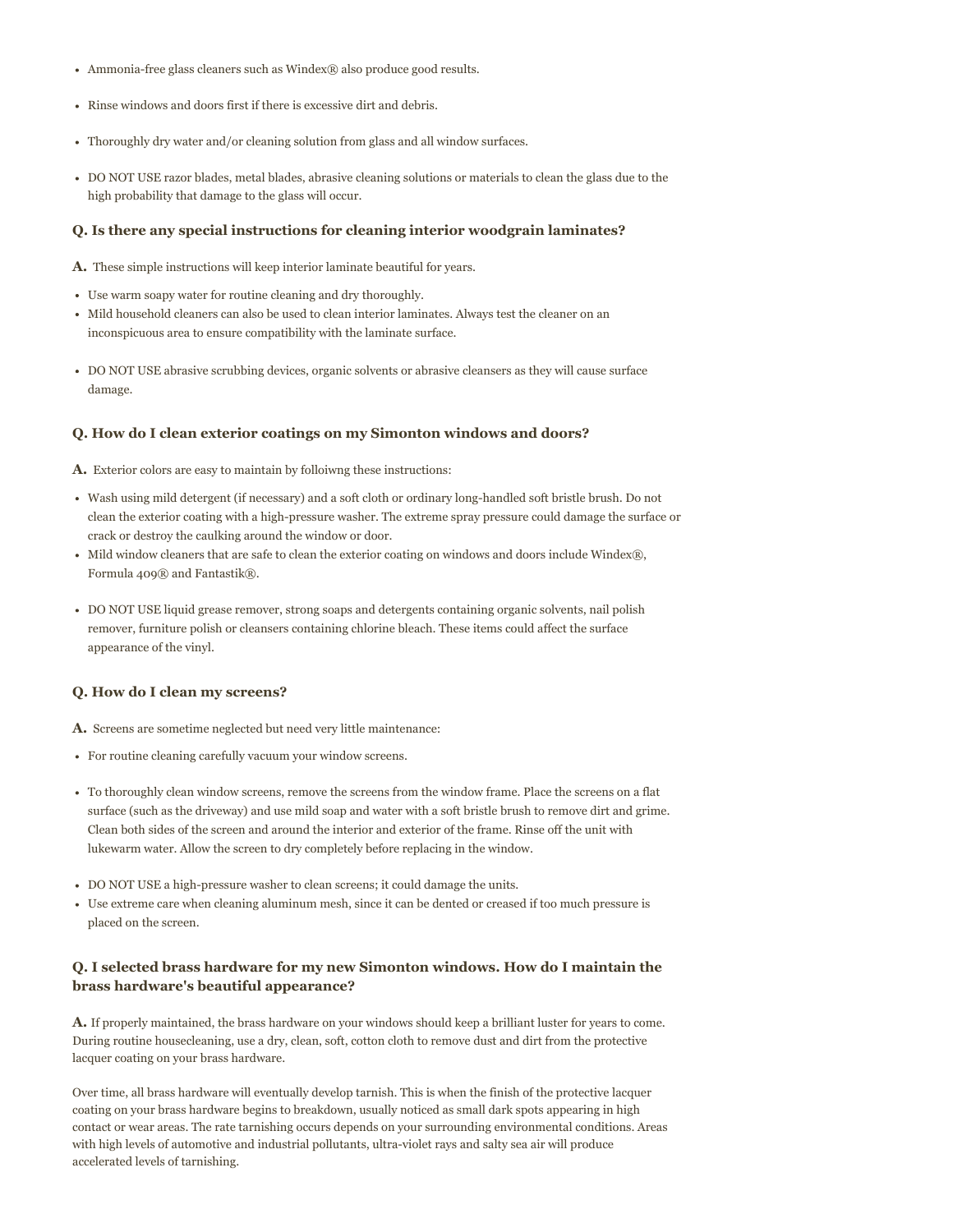- Ammonia-free glass cleaners such as Windex® also produce good results.

- Rinse windows and doors first if there is excessive dirt and debris.

- Thoroughly dry water and/or cleaning solution from glass and all window surfaces.

- DO NOT USE razor blades, metal blades, abrasive cleaning solutions or materials to clean the glass due to the high probability that damage to the glass will occur.

### Q. Is there any special instructions for cleaning interior woodgrain laminates?

**A.** These simple instructions will keep interior laminate beautiful for years.

- Use warm soapy water for routine cleaning and dry thoroughly.
- Mild household cleaners can also be used to clean interior laminates. Always test the cleaner on an inconspicuous area to ensure compatibility with the laminate surface.

- DO NOT USE abrasive scrubbing devices, organic solvents or abrasive cleansers as they will cause surface damage.

### Q. How do I clean exterior coatings on my Simonton windows and doors?

**A.** Exterior colors are easy to maintain by folloiwng these instructions:

- Wash using mild detergent (if necessary) and a soft cloth or ordinary long-handled soft bristle brush. Do not clean the exterior coating with a high-pressure washer. The extreme spray pressure could damage the surface or crack or destroy the caulking around the window or door.
- Mild window cleaners that are safe to clean the exterior coating on windows and doors include Windex®, Formula 409® and Fantastik®.

- DO NOT USE liquid grease remover, strong soaps and detergents containing organic solvents, nail polish remover, furniture polish or cleansers containing chlorine bleach. These items could affect the surface appearance of the vinyl.

### Q. How do I clean my screens?

**A.** Screens are sometime neglected but need very little maintenance:

- For routine cleaning carefully vacuum your window screens.

- To thoroughly clean window screens, remove the screens from the window frame. Place the screens on a flat surface (such as the driveway) and use mild soap and water with a soft bristle brush to remove dirt and grime. Clean both sides of the screen and around the interior and exterior of the frame. Rinse off the unit with lukewarm water. Allow the screen to dry completely before replacing in the window.

- DO NOT USE a high-pressure washer to clean screens; it could damage the units.
- Use extreme care when cleaning aluminum mesh, since it can be dented or creased if too much pressure is placed on the screen.

### Q. I selected brass hardware for my new Simonton windows. How do I maintain the brass hardware's beautiful appearance?

**A.** If properly maintained, the brass hardware on your windows should keep a brilliant luster for years to come. During routine housecleaning, use a dry, clean, soft, cotton cloth to remove dust and dirt from the protective lacquer coating on your brass hardware.

Over time, all brass hardware will eventually develop tarnish. This is when the finish of the protective lacquer coating on your brass hardware begins to breakdown, usually noticed as small dark spots appearing in high contact or wear areas. The rate tarnishing occurs depends on your surrounding environmental conditions. Areas with high levels of automotive and industrial pollutants, ultra-violet rays and salty sea air will produce accelerated levels of tarnishing.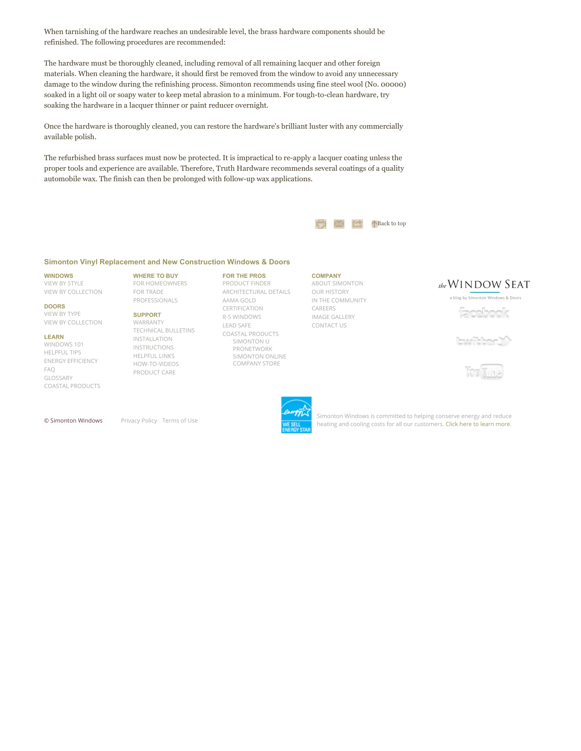When tarnishing of the hardware reaches an undesirable level, the brass hardware components should be refinished. The following procedures are recommended:

The hardware must be thoroughly cleaned, including removal of all remaining lacquer and other foreign materials. When cleaning the hardware, it should first be removed from the window to avoid any unnecessary damage to the window during the refinishing process. Simonton recommends using fine steel wool (No. 00000) soaked in a light oil or soapy water to keep metal abrasion to a minimum. For tough-to-clean hardware, try soaking the hardware in a lacquer thinner or paint reducer overnight.

Once the hardware is thoroughly cleaned, you can restore the hardware's brilliant luster with any commercially available polish.

The refurbished brass surfaces must now be protected. It is impractical to re-apply a lacquer coating unless the proper tools and experience are available. Therefore, Truth Hardware recommends several coatings of a quality automobile wax. The finish can then be prolonged with follow-up wax applications.

Back to top

## Simonton Vinyl Replacement and New Construction Windows & Doors

**WINDOWS**
VIEW BY STYLE
VIEW BY COLLECTION

**DOORS**
VIEW BY TYPE
VIEW BY COLLECTION

**LEARN**
WINDOWS 101
HELPFUL TIPS
ENERGY EFFICIENCY
FAQ
GLOSSARY
COASTAL PRODUCTS

**WHERE TO BUY**
FOR HOMEOWNERS
FOR TRADE
PROFESSIONALS

**SUPPORT**
WARRANTY
TECHNICAL BULLETINS
INSTALLATION
INSTRUCTIONS
HELPFUL LINKS
HOW-TO-VIDEOS
PRODUCT CARE

**FOR THE PROS**
PRODUCT FINDER
ARCHITECTURAL DETAILS
AAMA GOLD
CERTIFICATION
R-5 WINDOWS
LEAD SAFE
COASTAL PRODUCTS
- SIMONTON U
- PRONETWORK
- SIMONTON ONLINE
- COMPANY STORE

**COMPANY**
ABOUT SIMONTON
OUR HISTORY
IN THE COMMUNITY
CAREERS
IMAGE GALLERY
CONTACT US

the WINDOW SEAT
a blog by Simonton Windows & Doors

facebook
twitter
YouTube

© Simonton Windows    Privacy Policy    Terms of Use

WE SELL ENERGY STAR

Simonton Windows is committed to helping conserve energy and reduce heating and cooling costs for all our customers. Click here to learn more.